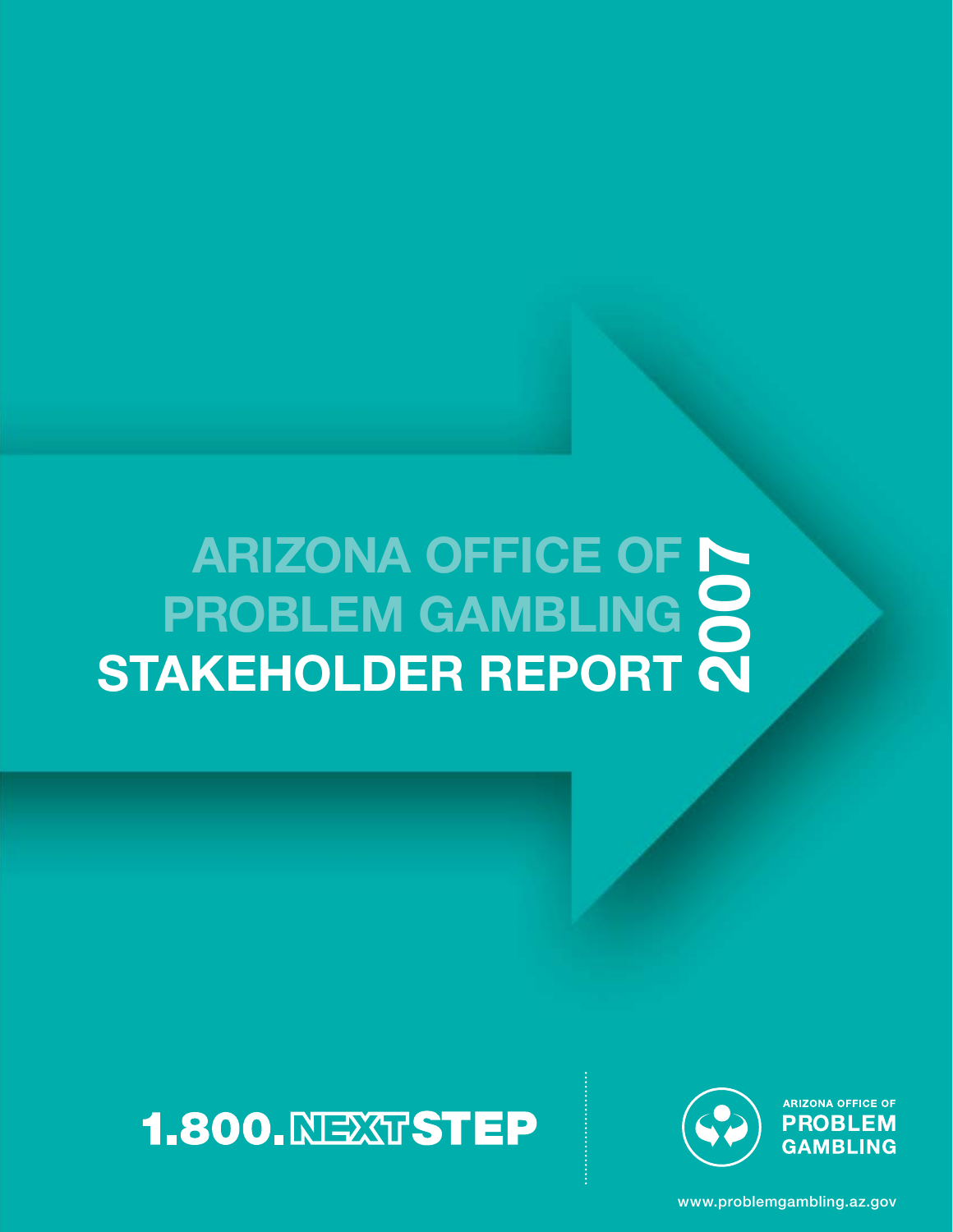# ARIZONA OFFICE OF PROBLEM GAMBLING STAKEHOLDER REPORT 2007

1.800.NEXTSTEP

ARIZONA OFFICE OF PROBLEM GAMBLING

www.problemgambling.az.gov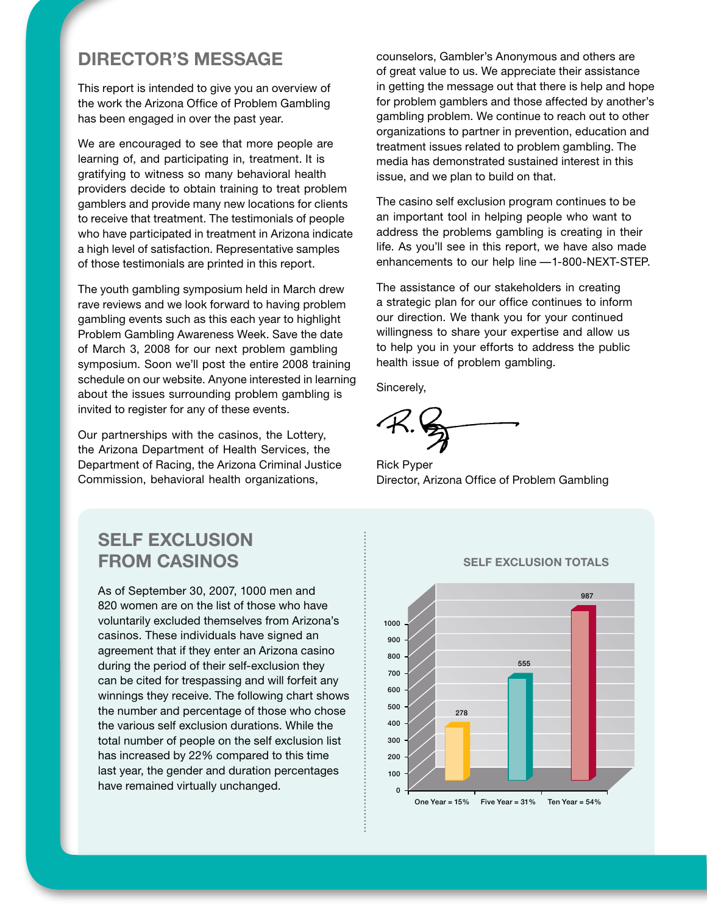## DIRECTOR'S MESSAGE

This report is intended to give you an overview of the work the Arizona Office of Problem Gambling has been engaged in over the past year.

We are encouraged to see that more people are learning of, and participating in, treatment. It is gratifying to witness so many behavioral health providers decide to obtain training to treat problem gamblers and provide many new locations for clients to receive that treatment. The testimonials of people who have participated in treatment in Arizona indicate a high level of satisfaction. Representative samples of those testimonials are printed in this report.

The youth gambling symposium held in March drew rave reviews and we look forward to having problem gambling events such as this each year to highlight Problem Gambling Awareness Week. Save the date of March 3, 2008 for our next problem gambling symposium. Soon we'll post the entire 2008 training schedule on our website. Anyone interested in learning about the issues surrounding problem gambling is invited to register for any of these events.

Our partnerships with the casinos, the Lottery, the Arizona Department of Health Services, the Department of Racing, the Arizona Criminal Justice Commission, behavioral health organizations, counselors, Gambler's Anonymous and others are of great value to us. We appreciate their assistance in getting the message out that there is help and hope for problem gamblers and those affected by another's gambling problem. We continue to reach out to other organizations to partner in prevention, education and treatment issues related to problem gambling. The media has demonstrated sustained interest in this issue, and we plan to build on that.

The casino self exclusion program continues to be an important tool in helping people who want to address the problems gambling is creating in their life. As you'll see in this report, we have also made enhancements to our help line —1-800-NEXT-STEP.

The assistance of our stakeholders in creating a strategic plan for our office continues to inform our direction. We thank you for your continued willingness to share your expertise and allow us to help you in your efforts to address the public health issue of problem gambling.

Sincerely,

Rick Pyper
Director, Arizona Office of Problem Gambling

## SELF EXCLUSION FROM CASINOS

As of September 30, 2007, 1000 men and 820 women are on the list of those who have voluntarily excluded themselves from Arizona's casinos. These individuals have signed an agreement that if they enter an Arizona casino during the period of their self-exclusion they can be cited for trespassing and will forfeit any winnings they receive. The following chart shows the number and percentage of those who chose the various self exclusion durations. While the total number of people on the self exclusion list has increased by 22% compared to this time last year, the gender and duration percentages have remained virtually unchanged.

**SELF EXCLUSION TOTALS**

| Duration | Total |
|---|---|
| One Year = 15% | 278 |
| Five Year = 31% | 555 |
| Ten Year = 54% | 987 |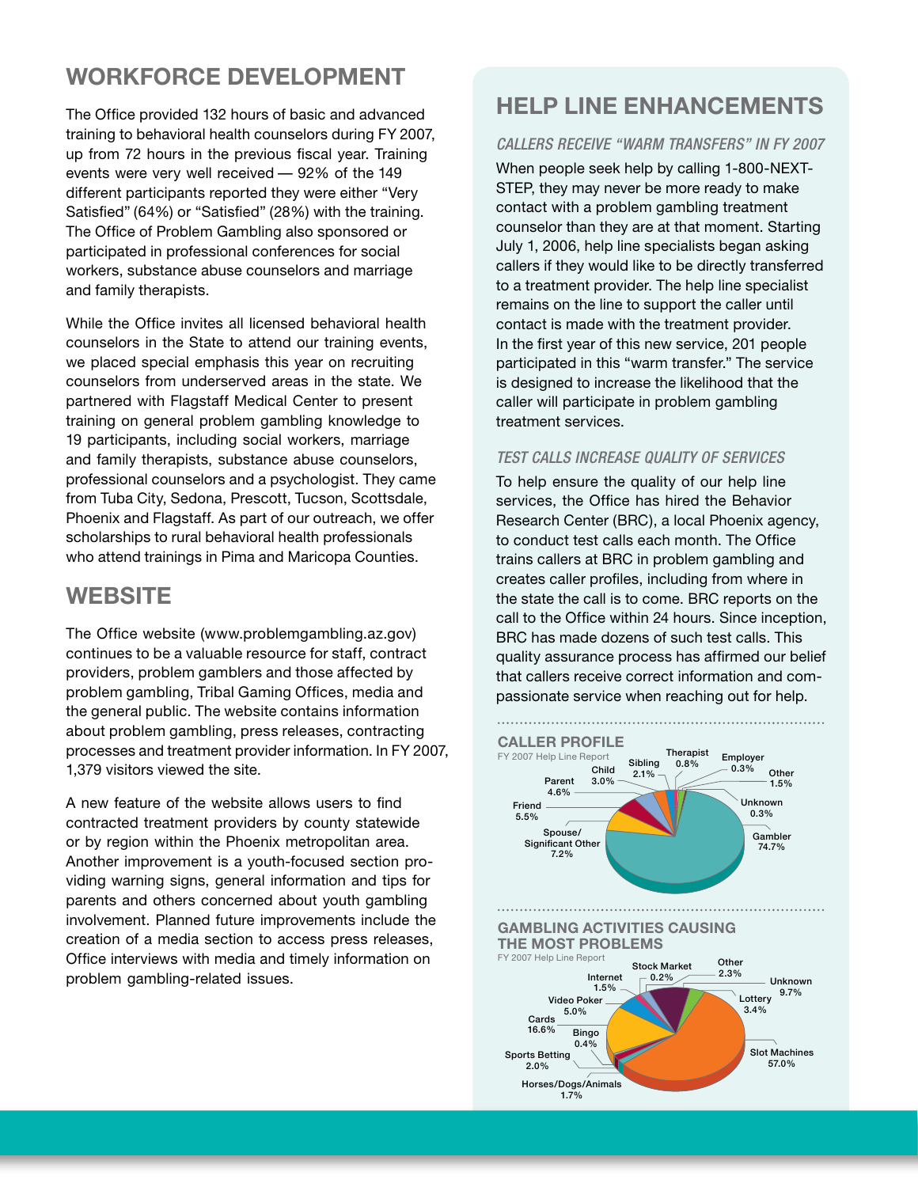## WORKFORCE DEVELOPMENT

The Office provided 132 hours of basic and advanced training to behavioral health counselors during FY 2007, up from 72 hours in the previous fiscal year. Training events were very well received — 92% of the 149 different participants reported they were either "Very Satisfied" (64%) or "Satisfied" (28%) with the training. The Office of Problem Gambling also sponsored or participated in professional conferences for social workers, substance abuse counselors and marriage and family therapists.

While the Office invites all licensed behavioral health counselors in the State to attend our training events, we placed special emphasis this year on recruiting counselors from underserved areas in the state. We partnered with Flagstaff Medical Center to present training on general problem gambling knowledge to 19 participants, including social workers, marriage and family therapists, substance abuse counselors, professional counselors and a psychologist. They came from Tuba City, Sedona, Prescott, Tucson, Scottsdale, Phoenix and Flagstaff. As part of our outreach, we offer scholarships to rural behavioral health professionals who attend trainings in Pima and Maricopa Counties.

## WEBSITE

The Office website (www.problemgambling.az.gov) continues to be a valuable resource for staff, contract providers, problem gamblers and those affected by problem gambling, Tribal Gaming Offices, media and the general public. The website contains information about problem gambling, press releases, contracting processes and treatment provider information. In FY 2007, 1,379 visitors viewed the site.

A new feature of the website allows users to find contracted treatment providers by county statewide or by region within the Phoenix metropolitan area. Another improvement is a youth-focused section providing warning signs, general information and tips for parents and others concerned about youth gambling involvement. Planned future improvements include the creation of a media section to access press releases, Office interviews with media and timely information on problem gambling-related issues.

## HELP LINE ENHANCEMENTS

### *CALLERS RECEIVE "WARM TRANSFERS" IN FY 2007*

When people seek help by calling 1-800-NEXT-STEP, they may never be more ready to make contact with a problem gambling treatment counselor than they are at that moment. Starting July 1, 2006, help line specialists began asking callers if they would like to be directly transferred to a treatment provider. The help line specialist remains on the line to support the caller until contact is made with the treatment provider. In the first year of this new service, 201 people participated in this "warm transfer." The service is designed to increase the likelihood that the caller will participate in problem gambling treatment services.

### *TEST CALLS INCREASE QUALITY OF SERVICES*

To help ensure the quality of our help line services, the Office has hired the Behavior Research Center (BRC), a local Phoenix agency, to conduct test calls each month. The Office trains callers at BRC in problem gambling and creates caller profiles, including from where in the state the call is to come. BRC reports on the call to the Office within 24 hours. Since inception, BRC has made dozens of such test calls. This quality assurance process has affirmed our belief that callers receive correct information and compassionate service when reaching out for help.

**CALLER PROFILE**

FY 2007 Help Line Report

| Caller | Percent |
|---|---|
| Gambler | 74.7% |
| Spouse/Significant Other | 7.2% |
| Friend | 5.5% |
| Parent | 4.6% |
| Child | 3.0% |
| Sibling | 2.1% |
| Therapist | 0.8% |
| Employer | 0.3% |
| Other | 1.5% |
| Unknown | 0.3% |

**GAMBLING ACTIVITIES CAUSING THE MOST PROBLEMS**

FY 2007 Help Line Report

| Activity | Percent |
|---|---|
| Slot Machines | 57.0% |
| Cards | 16.6% |
| Unknown | 9.7% |
| Video Poker | 5.0% |
| Lottery | 3.4% |
| Other | 2.3% |
| Sports Betting | 2.0% |
| Horses/Dogs/Animals | 1.7% |
| Internet | 1.5% |
| Bingo | 0.4% |
| Stock Market | 0.2% |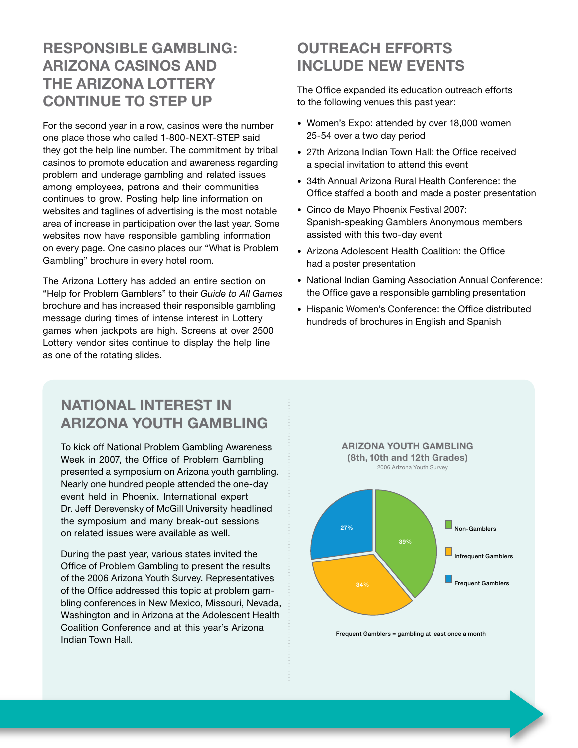## RESPONSIBLE GAMBLING: ARIZONA CASINOS AND THE ARIZONA LOTTERY CONTINUE TO STEP UP

For the second year in a row, casinos were the number one place those who called 1-800-NEXT-STEP said they got the help line number. The commitment by tribal casinos to promote education and awareness regarding problem and underage gambling and related issues among employees, patrons and their communities continues to grow. Posting help line information on websites and taglines of advertising is the most notable area of increase in participation over the last year. Some websites now have responsible gambling information on every page. One casino places our "What is Problem Gambling" brochure in every hotel room.

The Arizona Lottery has added an entire section on "Help for Problem Gamblers" to their *Guide to All Games* brochure and has increased their responsible gambling message during times of intense interest in Lottery games when jackpots are high. Screens at over 2500 Lottery vendor sites continue to display the help line as one of the rotating slides.

## OUTREACH EFFORTS INCLUDE NEW EVENTS

The Office expanded its education outreach efforts to the following venues this past year:

- Women's Expo: attended by over 18,000 women 25-54 over a two day period
- 27th Arizona Indian Town Hall: the Office received a special invitation to attend this event
- 34th Annual Arizona Rural Health Conference: the Office staffed a booth and made a poster presentation
- Cinco de Mayo Phoenix Festival 2007: Spanish-speaking Gamblers Anonymous members assisted with this two-day event
- Arizona Adolescent Health Coalition: the Office had a poster presentation
- National Indian Gaming Association Annual Conference: the Office gave a responsible gambling presentation
- Hispanic Women's Conference: the Office distributed hundreds of brochures in English and Spanish

## NATIONAL INTEREST IN ARIZONA YOUTH GAMBLING

To kick off National Problem Gambling Awareness Week in 2007, the Office of Problem Gambling presented a symposium on Arizona youth gambling. Nearly one hundred people attended the one-day event held in Phoenix. International expert Dr. Jeff Derevensky of McGill University headlined the symposium and many break-out sessions on related issues were available as well.

During the past year, various states invited the Office of Problem Gambling to present the results of the 2006 Arizona Youth Survey. Representatives of the Office addressed this topic at problem gambling conferences in New Mexico, Missouri, Nevada, Washington and in Arizona at the Adolescent Health Coalition Conference and at this year's Arizona Indian Town Hall.

**ARIZONA YOUTH GAMBLING (8th, 10th and 12th Grades)**
2006 Arizona Youth Survey

| Category | Percent |
|---|---|
| Non-Gamblers | 39% |
| Infrequent Gamblers | 34% |
| Frequent Gamblers | 27% |

Frequent Gamblers = gambling at least once a month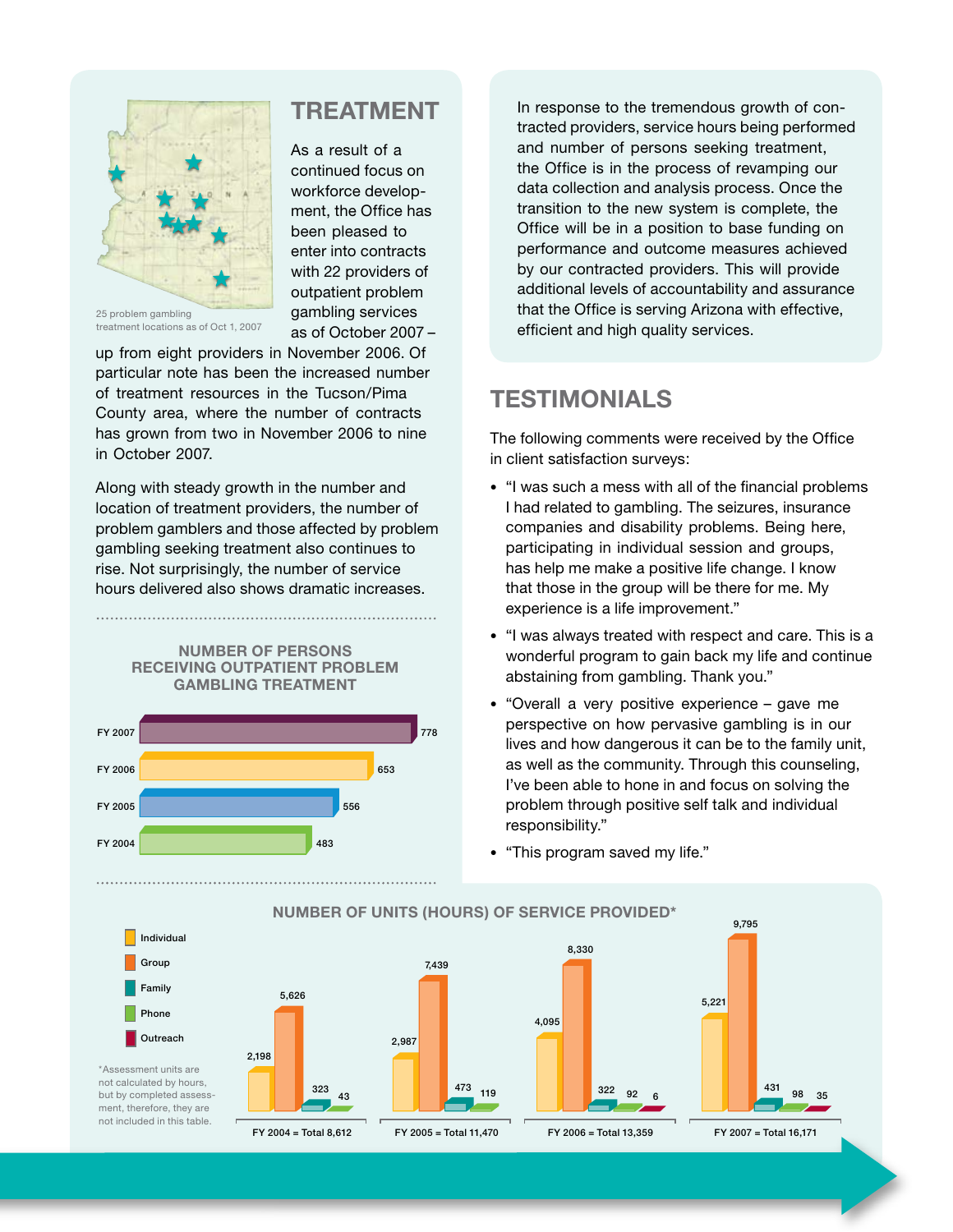## TREATMENT

25 problem gambling treatment locations as of Oct 1, 2007

As a result of a continued focus on workforce development, the Office has been pleased to enter into contracts with 22 providers of outpatient problem gambling services as of October 2007 – up from eight providers in November 2006. Of particular note has been the increased number of treatment resources in the Tucson/Pima County area, where the number of contracts has grown from two in November 2006 to nine in October 2007.

Along with steady growth in the number and location of treatment providers, the number of problem gamblers and those affected by problem gambling seeking treatment also continues to rise. Not surprisingly, the number of service hours delivered also shows dramatic increases.

### NUMBER OF PERSONS RECEIVING OUTPATIENT PROBLEM GAMBLING TREATMENT

| Fiscal Year | Persons |
|---|---|
| FY 2007 | 778 |
| FY 2006 | 653 |
| FY 2005 | 556 |
| FY 2004 | 483 |

In response to the tremendous growth of contracted providers, service hours being performed and number of persons seeking treatment, the Office is in the process of revamping our data collection and analysis process. Once the transition to the new system is complete, the Office will be in a position to base funding on performance and outcome measures achieved by our contracted providers. This will provide additional levels of accountability and assurance that the Office is serving Arizona with effective, efficient and high quality services.

## TESTIMONIALS

The following comments were received by the Office in client satisfaction surveys:

- "I was such a mess with all of the financial problems I had related to gambling. The seizures, insurance companies and disability problems. Being here, participating in individual session and groups, has help me make a positive life change. I know that those in the group will be there for me. My experience is a life improvement."
- "I was always treated with respect and care. This is a wonderful program to gain back my life and continue abstaining from gambling. Thank you."
- "Overall a very positive experience – gave me perspective on how pervasive gambling is in our lives and how dangerous it can be to the family unit, as well as the community. Through this counseling, I've been able to hone in and focus on solving the problem through positive self talk and individual responsibility."
- "This program saved my life."

### NUMBER OF UNITS (HOURS) OF SERVICE PROVIDED*

| | Individual | Group | Family | Phone | Outreach | Total |
|---|---|---|---|---|---|---|
| FY 2004 | 2,198 | 5,626 | 323 | 43 | | 8,612 |
| FY 2005 | 2,987 | 7,439 | 473 | 119 | | 11,470 |
| FY 2006 | 4,095 | 8,330 | 322 | 92 | 6 | 13,359 |
| FY 2007 | 5,221 | 9,795 | 431 | 98 | 35 | 16,171 |

*Assessment units are not calculated by hours, but by completed assessment, therefore, they are not included in this table.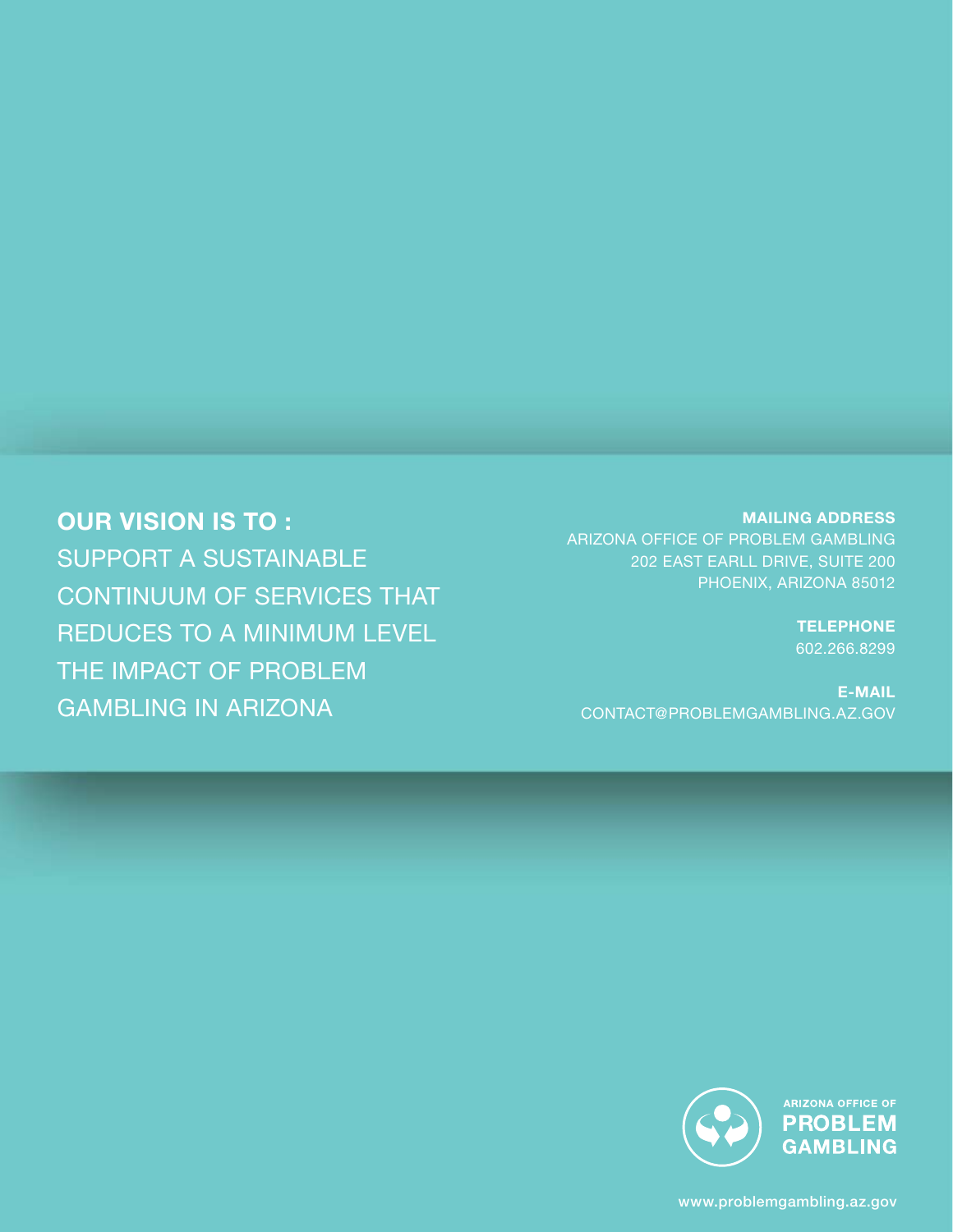**OUR VISION IS TO :**

SUPPORT A SUSTAINABLE CONTINUUM OF SERVICES THAT REDUCES TO A MINIMUM LEVEL THE IMPACT OF PROBLEM GAMBLING IN ARIZONA

**MAILING ADDRESS**

ARIZONA OFFICE OF PROBLEM GAMBLING
202 EAST EARLL DRIVE, SUITE 200
PHOENIX, ARIZONA 85012

**TELEPHONE**

602.266.8299

**E-MAIL**

CONTACT@PROBLEMGAMBLING.AZ.GOV

ARIZONA OFFICE OF
**PROBLEM GAMBLING**

www.problemgambling.az.gov